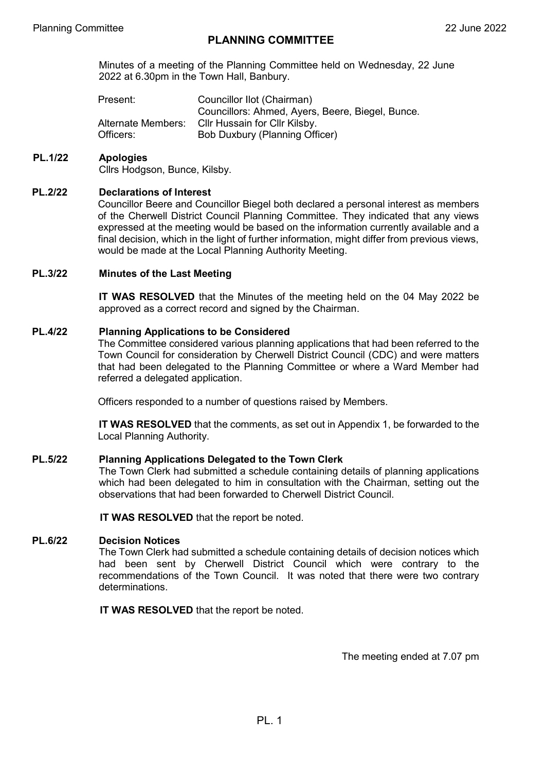# PLANNING COMMITTEE

Minutes of a meeting of the Planning Committee held on Wednesday, 22 June 2022 at 6.30pm in the Town Hall, Banbury.

| | |
|---|---|
| Present: | Councillor Ilot (Chairman) |
| | Councillors: Ahmed, Ayers, Beere, Biegel, Bunce. |
| Alternate Members: | Cllr Hussain for Cllr Kilsby. |
| Officers: | Bob Duxbury (Planning Officer) |

## PL.1/22 Apologies

Cllrs Hodgson, Bunce, Kilsby.

## PL.2/22 Declarations of Interest

Councillor Beere and Councillor Biegel both declared a personal interest as members of the Cherwell District Council Planning Committee. They indicated that any views expressed at the meeting would be based on the information currently available and a final decision, which in the light of further information, might differ from previous views, would be made at the Local Planning Authority Meeting.

## PL.3/22 Minutes of the Last Meeting

**IT WAS RESOLVED** that the Minutes of the meeting held on the 04 May 2022 be approved as a correct record and signed by the Chairman.

## PL.4/22 Planning Applications to be Considered

The Committee considered various planning applications that had been referred to the Town Council for consideration by Cherwell District Council (CDC) and were matters that had been delegated to the Planning Committee or where a Ward Member had referred a delegated application.

Officers responded to a number of questions raised by Members.

**IT WAS RESOLVED** that the comments, as set out in Appendix 1, be forwarded to the Local Planning Authority.

## PL.5/22 Planning Applications Delegated to the Town Clerk

The Town Clerk had submitted a schedule containing details of planning applications which had been delegated to him in consultation with the Chairman, setting out the observations that had been forwarded to Cherwell District Council.

**IT WAS RESOLVED** that the report be noted.

## PL.6/22 Decision Notices

The Town Clerk had submitted a schedule containing details of decision notices which had been sent by Cherwell District Council which were contrary to the recommendations of the Town Council. It was noted that there were two contrary determinations.

**IT WAS RESOLVED** that the report be noted.

The meeting ended at 7.07 pm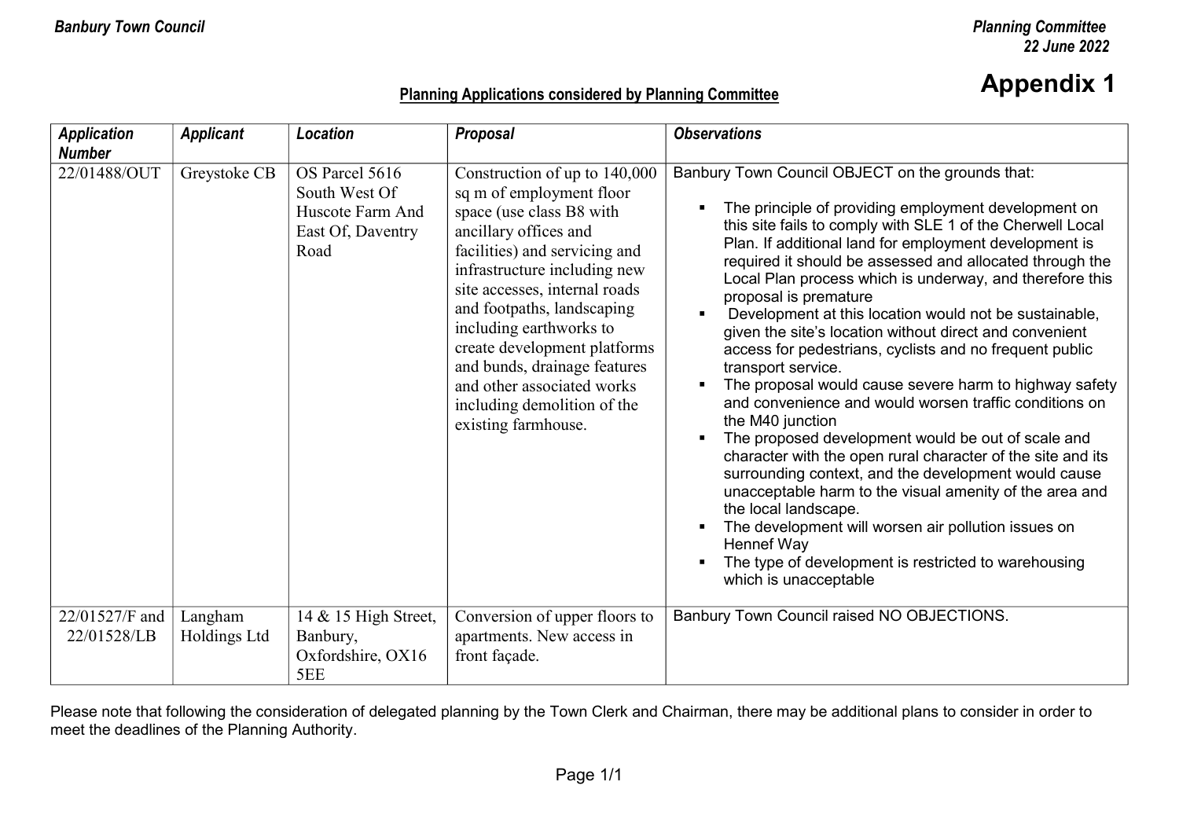# Appendix 1

## Planning Applications considered by Planning Committee

| *Application Number* | *Applicant* | *Location* | *Proposal* | *Observations* |
|---|---|---|---|---|
| 22/01488/OUT | Greystoke CB | OS Parcel 5616 South West Of Huscote Farm And East Of, Daventry Road | Construction of up to 140,000 sq m of employment floor space (use class B8 with ancillary offices and facilities) and servicing and infrastructure including new site accesses, internal roads and footpaths, landscaping including earthworks to create development platforms and bunds, drainage features and other associated works including demolition of the existing farmhouse. | Banbury Town Council OBJECT on the grounds that:<br>▪ The principle of providing employment development on this site fails to comply with SLE 1 of the Cherwell Local Plan. If additional land for employment development is required it should be assessed and allocated through the Local Plan process which is underway, and therefore this proposal is premature<br>▪ Development at this location would not be sustainable, given the site's location without direct and convenient access for pedestrians, cyclists and no frequent public transport service.<br>▪ The proposal would cause severe harm to highway safety and convenience and would worsen traffic conditions on the M40 junction<br>▪ The proposed development would be out of scale and character with the open rural character of the site and its surrounding context, and the development would cause unacceptable harm to the visual amenity of the area and the local landscape.<br>▪ The development will worsen air pollution issues on Hennef Way<br>▪ The type of development is restricted to warehousing which is unacceptable |
| 22/01527/F and 22/01528/LB | Langham Holdings Ltd | 14 & 15 High Street, Banbury, Oxfordshire, OX16 5EE | Conversion of upper floors to apartments. New access in front façade. | Banbury Town Council raised NO OBJECTIONS. |

Please note that following the consideration of delegated planning by the Town Clerk and Chairman, there may be additional plans to consider in order to meet the deadlines of the Planning Authority.